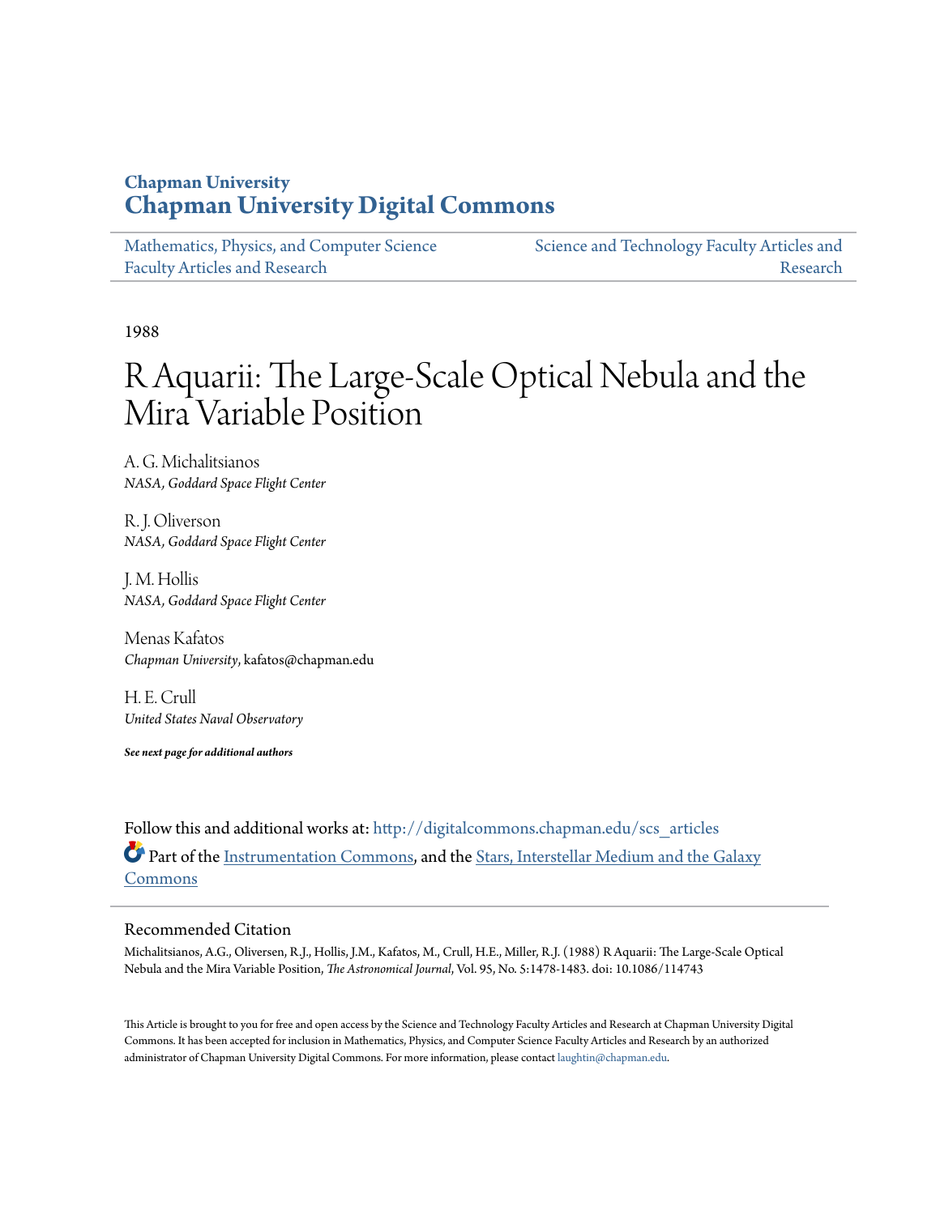Chapman University

# Chapman University Digital Commons

Mathematics, Physics, and Computer Science Faculty Articles and Research

Science and Technology Faculty Articles and Research

1988

# R Aquarii: The Large-Scale Optical Nebula and the Mira Variable Position

A. G. Michalitsianos
*NASA, Goddard Space Flight Center*

R. J. Oliverson
*NASA, Goddard Space Flight Center*

J. M. Hollis
*NASA, Goddard Space Flight Center*

Menas Kafatos
*Chapman University*, kafatos@chapman.edu

H. E. Crull
*United States Naval Observatory*

***See next page for additional authors***

Follow this and additional works at: http://digitalcommons.chapman.edu/scs_articles

Part of the Instrumentation Commons, and the Stars, Interstellar Medium and the Galaxy Commons

## Recommended Citation

Michalitsianos, A.G., Oliversen, R.J., Hollis, J.M., Kafatos, M., Crull, H.E., Miller, R.J. (1988) R Aquarii: The Large-Scale Optical Nebula and the Mira Variable Position, *The Astronomical Journal*, Vol. 95, No. 5:1478-1483. doi: 10.1086/114743

This Article is brought to you for free and open access by the Science and Technology Faculty Articles and Research at Chapman University Digital Commons. It has been accepted for inclusion in Mathematics, Physics, and Computer Science Faculty Articles and Research by an authorized administrator of Chapman University Digital Commons. For more information, please contact laughtin@chapman.edu.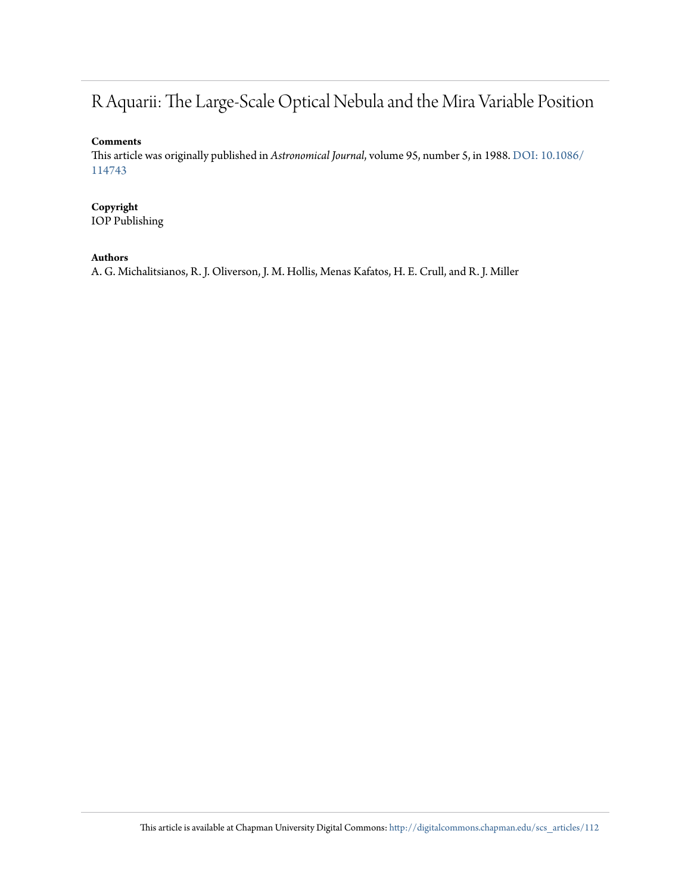# R Aquarii: The Large-Scale Optical Nebula and the Mira Variable Position

**Comments**

This article was originally published in *Astronomical Journal*, volume 95, number 5, in 1988. DOI: 10.1086/114743

**Copyright**

IOP Publishing

**Authors**

A. G. Michalitsianos, R. J. Oliverson, J. M. Hollis, Menas Kafatos, H. E. Crull, and R. J. Miller

This article is available at Chapman University Digital Commons: http://digitalcommons.chapman.edu/scs_articles/112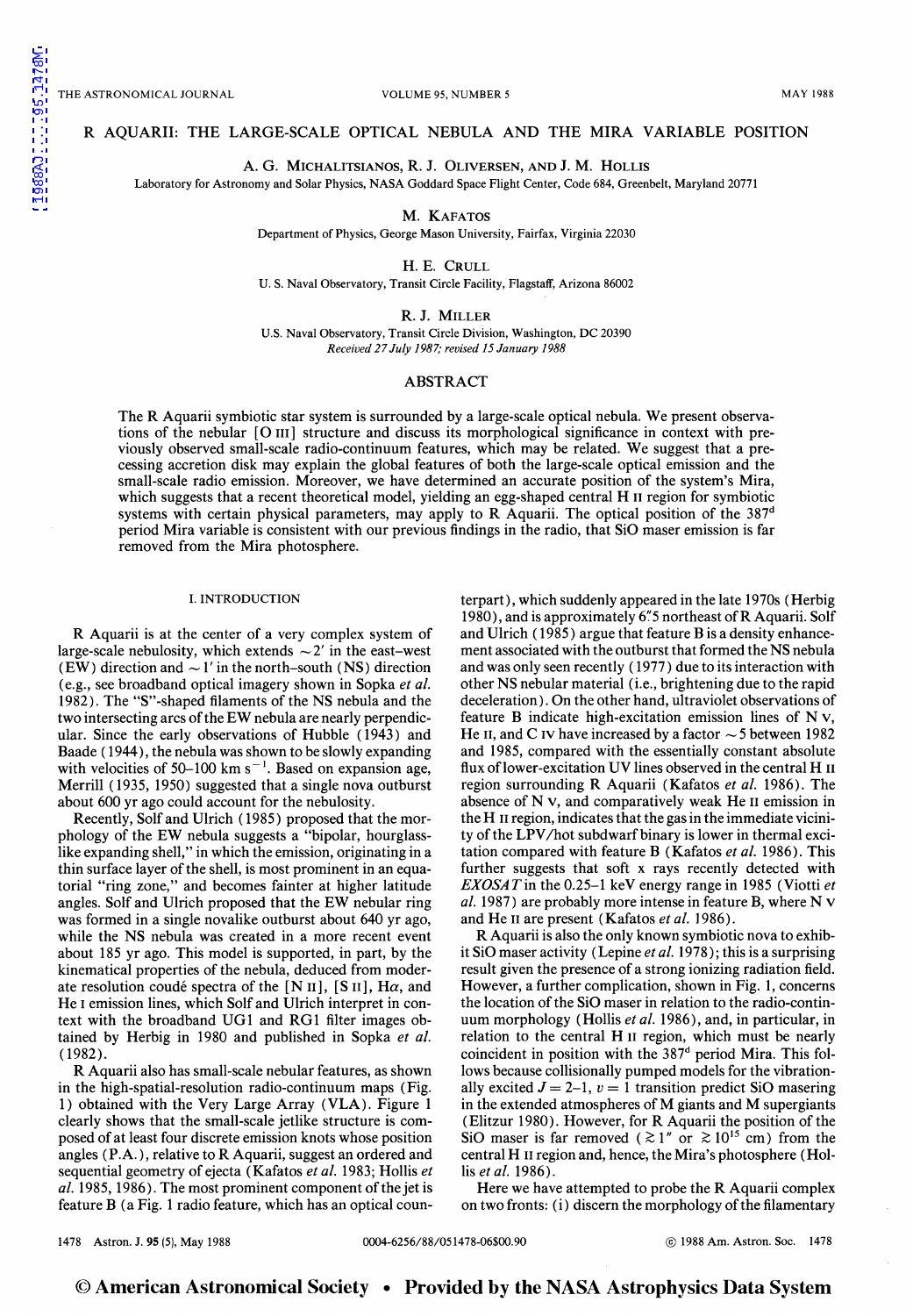# R AQUARII: THE LARGE-SCALE OPTICAL NEBULA AND THE MIRA VARIABLE POSITION

A. G. Michalitsianos, R. J. Oliversen, and J. M. Hollis

Laboratory for Astronomy and Solar Physics, NASA Goddard Space Flight Center, Code 684, Greenbelt, Maryland 20771

M. Kafatos

Department of Physics, George Mason University, Fairfax, Virginia 22030

H. E. Crull

U. S. Naval Observatory, Transit Circle Facility, Flagstaff, Arizona 86002

R. J. Miller

U.S. Naval Observatory, Transit Circle Division, Washington, DC 20390

*Received 27 July 1987; revised 15 January 1988*

## ABSTRACT

The R Aquarii symbiotic star system is surrounded by a large-scale optical nebula. We present observations of the nebular [O III] structure and discuss its morphological significance in context with previously observed small-scale radio-continuum features, which may be related. We suggest that a precessing accretion disk may explain the global features of both the large-scale optical emission and the small-scale radio emission. Moreover, we have determined an accurate position of the system's Mira, which suggests that a recent theoretical model, yielding an egg-shaped central H II region for symbiotic systems with certain physical parameters, may apply to R Aquarii. The optical position of the 387[d] period Mira variable is consistent with our previous findings in the radio, that SiO maser emission is far removed from the Mira photosphere.

## I. INTRODUCTION

R Aquarii is at the center of a very complex system of large-scale nebulosity, which extends ~2′ in the east–west (EW) direction and ~1′ in the north–south (NS) direction (e.g., see broadband optical imagery shown in Sopka *et al.* 1982). The "S"-shaped filaments of the NS nebula and the two intersecting arcs of the EW nebula are nearly perpendicular. Since the early observations of Hubble (1943) and Baade (1944), the nebula was shown to be slowly expanding with velocities of 50–100 km s$^{-1}$. Based on expansion age, Merrill (1935, 1950) suggested that a single nova outburst about 600 yr ago could account for the nebulosity.

Recently, Solf and Ulrich (1985) proposed that the morphology of the EW nebula suggests a "bipolar, hourglass-like expanding shell," in which the emission, originating in a thin surface layer of the shell, is most prominent in an equatorial "ring zone," and becomes fainter at higher latitude angles. Solf and Ulrich proposed that the EW nebular ring was formed in a single novalike outburst about 640 yr ago, while the NS nebula was created in a more recent event about 185 yr ago. This model is supported, in part, by the kinematical properties of the nebula, deduced from moderate resolution coudé spectra of the [N II], [S II], Hα, and He I emission lines, which Solf and Ulrich interpret in context with the broadband UG1 and RG1 filter images obtained by Herbig in 1980 and published in Sopka *et al.* (1982).

R Aquarii also has small-scale nebular features, as shown in the high-spatial-resolution radio-continuum maps (Fig. 1) obtained with the Very Large Array (VLA). Figure 1 clearly shows that the small-scale jetlike structure is composed of at least four discrete emission knots whose position angles (P.A.), relative to R Aquarii, suggest an ordered and sequential geometry of ejecta (Kafatos *et al.* 1983; Hollis *et al.* 1985, 1986). The most prominent component of the jet is feature B (a Fig. 1 radio feature, which has an optical counterpart), which suddenly appeared in the late 1970s (Herbig 1980), and is approximately 6″.5 northeast of R Aquarii. Solf and Ulrich (1985) argue that feature B is a density enhancement associated with the outburst that formed the NS nebula and was only seen recently (1977) due to its interaction with other NS nebular material (i.e., brightening due to the rapid deceleration). On the other hand, ultraviolet observations of feature B indicate high-excitation emission lines of N V, He II, and C IV have increased by a factor ~5 between 1982 and 1985, compared with the essentially constant absolute flux of lower-excitation UV lines observed in the central H II region surrounding R Aquarii (Kafatos *et al.* 1986). The absence of N V, and comparatively weak He II emission in the H II region, indicates that the gas in the immediate vicinity of the LPV/hot subdwarf binary is lower in thermal excitation compared with feature B (Kafatos *et al.* 1986). This further suggests that soft x rays recently detected with *EXOSAT* in the 0.25–1 keV energy range in 1985 (Viotti *et al.* 1987) are probably more intense in feature B, where N V and He II are present (Kafatos *et al.* 1986).

R Aquarii is also the only known symbiotic nova to exhibit SiO maser activity (Lepine *et al.* 1978); this is a surprising result given the presence of a strong ionizing radiation field. However, a further complication, shown in Fig. 1, concerns the location of the SiO maser in relation to the radio-continuum morphology (Hollis *et al.* 1986), and, in particular, in relation to the central H II region, which must be nearly coincident in position with the 387[d] period Mira. This follows because collisionally pumped models for the vibrationally excited $J = 2$–1, $v = 1$ transition predict SiO masering in the extended atmospheres of M giants and M supergiants (Elitzur 1980). However, for R Aquarii the position of the SiO maser is far removed ($\gtrsim 1''$ or $\gtrsim 10^{15}$ cm) from the central H II region and, hence, the Mira's photosphere (Hollis *et al.* 1986).

Here we have attempted to probe the R Aquarii complex on two fronts: (i) discern the morphology of the filamentary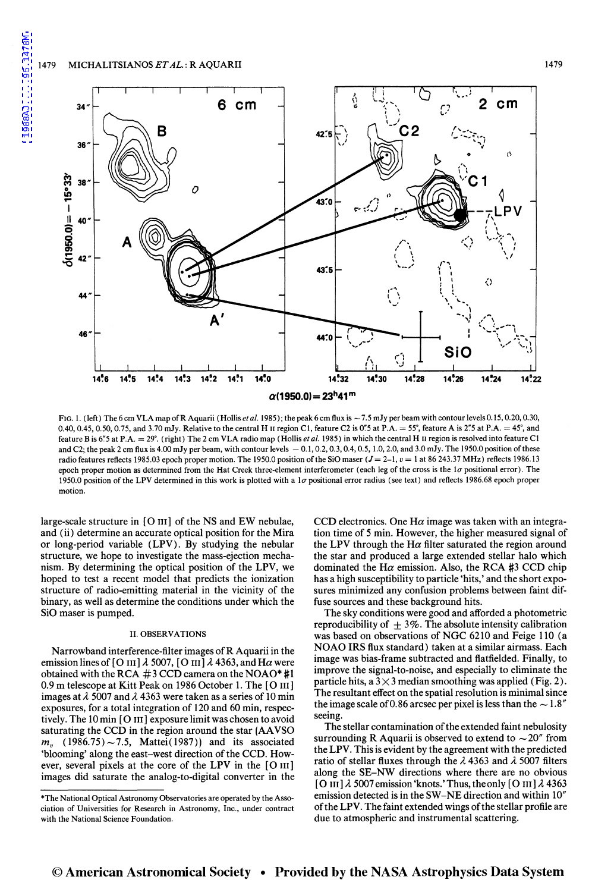FIG. 1. (left) The 6 cm VLA map of R Aquarii (Hollis *et al.* 1985); the peak 6 cm flux is ~7.5 mJy per beam with contour levels 0.15, 0.20, 0.30, 0.40, 0.45, 0.50, 0.75, and 3.70 mJy. Relative to the central H II region C1, feature C2 is 0.″5 at P.A. = 55°, feature A is 2.″5 at P.A. = 45°, and feature B is 6.″5 at P.A. = 29°. (right) The 2 cm VLA radio map (Hollis *et al.* 1985) in which the central H II region is resolved into feature C1 and C2; the peak 2 cm flux is 4.00 mJy per beam, with contour levels −0.1, 0.2, 0.3, 0.4, 0.5, 1.0, 2.0, and 3.0 mJy. The 1950.0 position of these radio features reflects 1985.03 epoch proper motion. The 1950.0 position of the SiO maser ($J = 2$–$1$, $v = 1$ at 86 243.37 MHz) reflects 1986.13 epoch proper motion as determined from the Hat Creek three-element interferometer (each leg of the cross is the 1$\sigma$ positional error). The 1950.0 position of the LPV determined in this work is plotted with a 1$\sigma$ positional error radius (see text) and reflects 1986.68 epoch proper motion.

large-scale structure in [O III] of the NS and EW nebulae, and (ii) determine an accurate optical position for the Mira or long-period variable (LPV). By studying the nebular structure, we hope to investigate the mass-ejection mechanism. By determining the optical position of the LPV, we hoped to test a recent model that predicts the ionization structure of radio-emitting material in the vicinity of the binary, as well as determine the conditions under which the SiO maser is pumped.

## II. OBSERVATIONS

Narrowband interference-filter images of R Aquarii in the emission lines of [O III] $\lambda$ 5007, [O III] $\lambda$ 4363, and H$\alpha$ were obtained with the RCA #3 CCD camera on the NOAO* #1 0.9 m telescope at Kitt Peak on 1986 October 1. The [O III] images at $\lambda$ 5007 and $\lambda$ 4363 were taken as a series of 10 min exposures, for a total integration of 120 and 60 min, respectively. The 10 min [O III] exposure limit was chosen to avoid saturating the CCD in the region around the star (AAVSO $m_v$ (1986.75) ~7.5, Mattei (1987)) and its associated 'blooming' along the east–west direction of the CCD. However, several pixels at the core of the LPV in the [O III] images did saturate the analog-to-digital converter in the CCD electronics. One H$\alpha$ image was taken with an integration time of 5 min. However, the higher measured signal of the LPV through the H$\alpha$ filter saturated the region around the star and produced a large extended stellar halo which dominated the H$\alpha$ emission. Also, the RCA #3 CCD chip has a high susceptibility to particle 'hits,' and the short exposures minimized any confusion problems between faint diffuse sources and these background hits.

The sky conditions were good and afforded a photometric reproducibility of ±3%. The absolute intensity calibration was based on observations of NGC 6210 and Feige 110 (a NOAO IRS flux standard) taken at a similar airmass. Each image was bias-frame subtracted and flatfielded. Finally, to improve the signal-to-noise, and especially to eliminate the particle hits, a 3×3 median smoothing was applied (Fig. 2). The resultant effect on the spatial resolution is minimal since the image scale of 0.86 arcsec per pixel is less than the ~1.8″ seeing.

The stellar contamination of the extended faint nebulosity surrounding R Aquarii is observed to extend to ~20″ from the LPV. This is evident by the agreement with the predicted ratio of stellar fluxes through the $\lambda$ 4363 and $\lambda$ 5007 filters along the SE–NW directions where there are no obvious [O III] $\lambda$ 5007 emission 'knots.' Thus, the only [O III] $\lambda$ 4363 emission detected is in the SW–NE direction and within 10″ of the LPV. The faint extended wings of the stellar profile are due to atmospheric and instrumental scattering.

*The National Optical Astronomy Observatories are operated by the Association of Universities for Research in Astronomy, Inc., under contract with the National Science Foundation.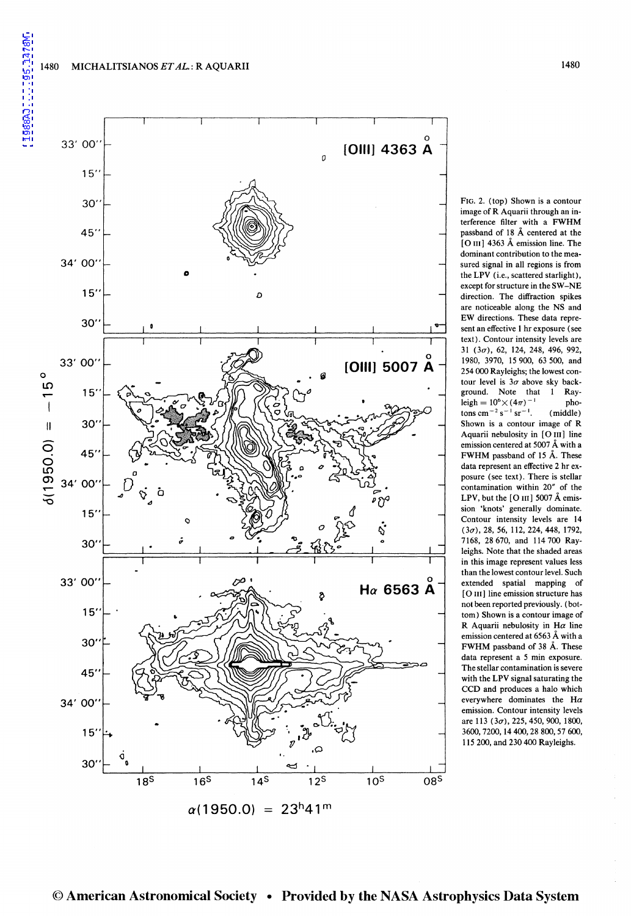FIG. 2. (top) Shown is a contour image of R Aquarii through an interference filter with a FWHM passband of 18 Å centered at the [O III] 4363 Å emission line. The dominant contribution to the measured signal in all regions is from the LPV (i.e., scattered starlight), except for structure in the SW–NE direction. The diffraction spikes are noticeable along the NS and EW directions. These data represent an effective 1 hr exposure (see text). Contour intensity levels are 31 ($3\sigma$), 62, 124, 248, 496, 992, 1980, 3970, 15 900, 63 500, and 254 000 Rayleighs; the lowest contour level is $3\sigma$ above sky background. Note that 1 Rayleigh $= 10^6 \times (4\pi)^{-1}$ photons $\mathrm{cm}^{-2}\,\mathrm{s}^{-1}\,\mathrm{sr}^{-1}$. (middle) Shown is a contour image of R Aquarii nebulosity in [O III] line emission centered at 5007 Å with a FWHM passband of 15 Å. These data represent an effective 2 hr exposure (see text). There is stellar contamination within 20″ of the LPV, but the [O III] 5007 Å emission 'knots' generally dominate. Contour intensity levels are 14 ($3\sigma$), 28, 56, 112, 224, 448, 1792, 7168, 28 670, and 114 700 Rayleighs. Note that the shaded areas in this image represent values less than the lowest contour level. Such extended spatial mapping of [O III] line emission structure has not been reported previously. (bottom) Shown is a contour image of R Aquarii nebulosity in Hα line emission centered at 6563 Å with a FWHM passband of 38 Å. These data represent a 5 min exposure. The stellar contamination is severe with the LPV signal saturating the CCD and produces a halo which everywhere dominates the Hα emission. Contour intensity levels are 113 ($3\sigma$), 225, 450, 900, 1800, 3600, 7200, 14 400, 28 800, 57 600, 115 200, and 230 400 Rayleighs.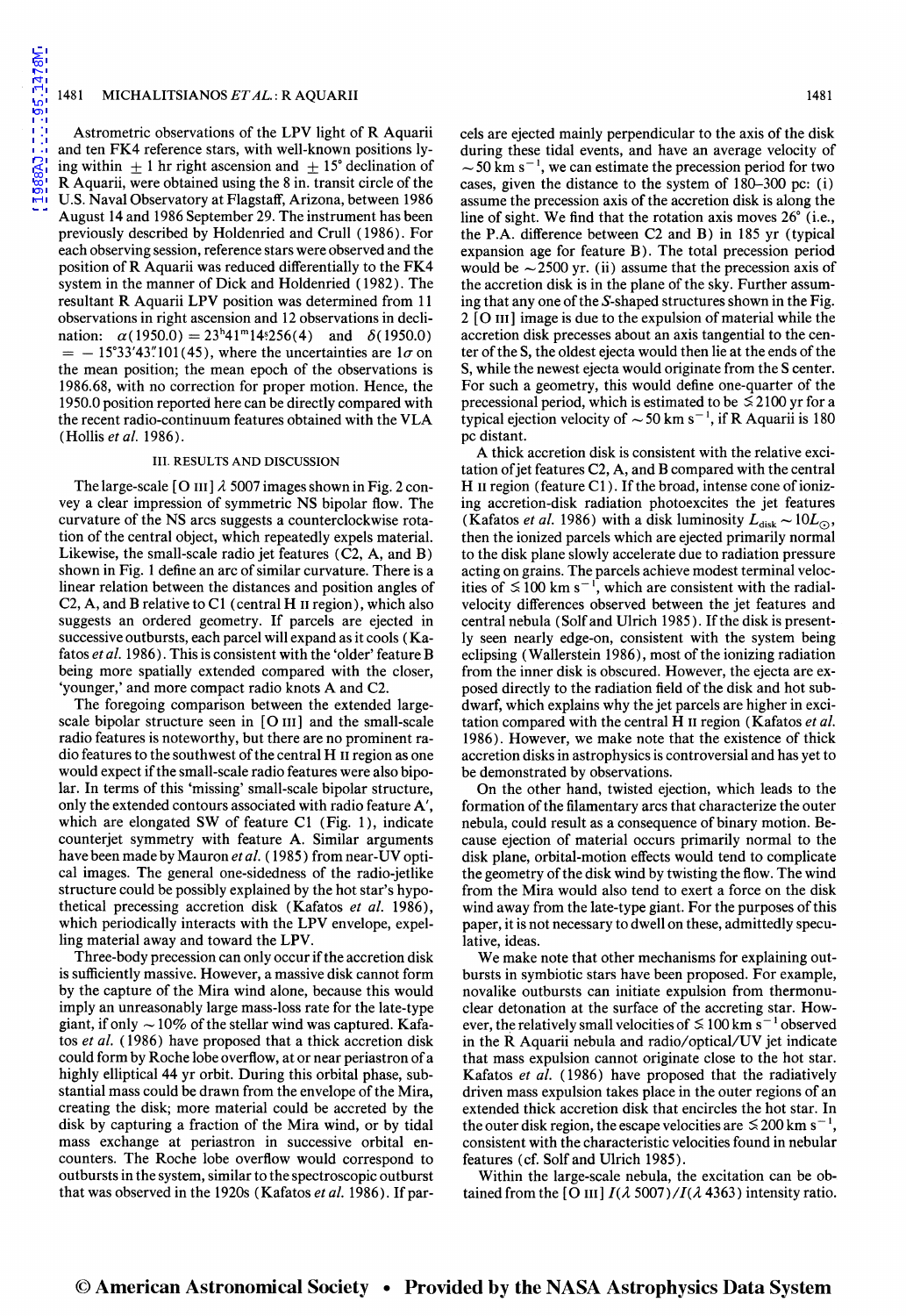Astrometric observations of the LPV light of R Aquarii and ten FK4 reference stars, with well-known positions lying within $\pm 1$ hr right ascension and $\pm 15°$ declination of R Aquarii, were obtained using the 8 in. transit circle of the U.S. Naval Observatory at Flagstaff, Arizona, between 1986 August 14 and 1986 September 29. The instrument has been previously described by Holdenried and Crull (1986). For each observing session, reference stars were observed and the position of R Aquarii was reduced differentially to the FK4 system in the manner of Dick and Holdenried (1982). The resultant R Aquarii LPV position was determined from 11 observations in right ascension and 12 observations in declination: $\alpha(1950.0) = 23^h41^m14\overset{s}{.}256(4)$ and $\delta(1950.0) = -15°33'43\overset{''}{.}101(45)$, where the uncertainties are $1\sigma$ on the mean position; the mean epoch of the observations is 1986.68, with no correction for proper motion. Hence, the 1950.0 position reported here can be directly compared with the recent radio-continuum features obtained with the VLA (Hollis *et al.* 1986).

## III. RESULTS AND DISCUSSION

The large-scale [O III] $\lambda$ 5007 images shown in Fig. 2 convey a clear impression of symmetric NS bipolar flow. The curvature of the NS arcs suggests a counterclockwise rotation of the central object, which repeatedly expels material. Likewise, the small-scale radio jet features (C2, A, and B) shown in Fig. 1 define an arc of similar curvature. There is a linear relation between the distances and position angles of C2, A, and B relative to C1 (central H II region), which also suggests an ordered geometry. If parcels are ejected in successive outbursts, each parcel will expand as it cools (Kafatos *et al.* 1986). This is consistent with the 'older' feature B being more spatially extended compared with the closer, 'younger,' and more compact radio knots A and C2.

The foregoing comparison between the extended large-scale bipolar structure seen in [O III] and the small-scale radio features is noteworthy, but there are no prominent radio features to the southwest of the central H II region as one would expect if the small-scale radio features were also bipolar. In terms of this 'missing' small-scale bipolar structure, only the extended contours associated with radio feature A', which are elongated SW of feature C1 (Fig. 1), indicate counterjet symmetry with feature A. Similar arguments have been made by Mauron *et al.* (1985) from near-UV optical images. The general one-sidedness of the radio-jetlike structure could be possibly explained by the hot star's hypothetical precessing accretion disk (Kafatos *et al.* 1986), which periodically interacts with the LPV envelope, expelling material away and toward the LPV.

Three-body precession can only occur if the accretion disk is sufficiently massive. However, a massive disk cannot form by the capture of the Mira wind alone, because this would imply an unreasonably large mass-loss rate for the late-type giant, if only $\sim 10\%$ of the stellar wind was captured. Kafatos *et al.* (1986) have proposed that a thick accretion disk could form by Roche lobe overflow, at or near periastron of a highly elliptical 44 yr orbit. During this orbital phase, substantial mass could be drawn from the envelope of the Mira, creating the disk; more material could be accreted by the disk by capturing a fraction of the Mira wind, or by tidal mass exchange at periastron in successive orbital encounters. The Roche lobe overflow would correspond to outbursts in the system, similar to the spectroscopic outburst that was observed in the 1920s (Kafatos *et al.* 1986). If parcels are ejected mainly perpendicular to the axis of the disk during these tidal events, and have an average velocity of $\sim 50$ km s$^{-1}$, we can estimate the precession period for two cases, given the distance to the system of 180–300 pc: (i) assume the precession axis of the accretion disk is along the line of sight. We find that the rotation axis moves 26° (i.e., the P.A. difference between C2 and B) in 185 yr (typical expansion age for feature B). The total precession period would be $\sim 2500$ yr. (ii) assume that the precession axis of the accretion disk is in the plane of the sky. Further assuming that any one of the *S*-shaped structures shown in the Fig. 2 [O III] image is due to the expulsion of material while the accretion disk precesses about an axis tangential to the center of the S, the oldest ejecta would then lie at the ends of the S, while the newest ejecta would originate from the S center. For such a geometry, this would define one-quarter of the precessional period, which is estimated to be $\lesssim 2100$ yr for a typical ejection velocity of $\sim 50$ km s$^{-1}$, if R Aquarii is 180 pc distant.

A thick accretion disk is consistent with the relative excitation of jet features C2, A, and B compared with the central H II region (feature C1). If the broad, intense cone of ionizing accretion-disk radiation photoexcites the jet features (Kafatos *et al.* 1986) with a disk luminosity $L_{\rm disk} \sim 10 L_\odot$, then the ionized parcels which are ejected primarily normal to the disk plane slowly accelerate due to radiation pressure acting on grains. The parcels achieve modest terminal velocities of $\lesssim 100$ km s$^{-1}$, which are consistent with the radial-velocity differences observed between the jet features and central nebula (Solf and Ulrich 1985). If the disk is presently seen nearly edge-on, consistent with the system being eclipsing (Wallerstein 1986), most of the ionizing radiation from the inner disk is obscured. However, the ejecta are exposed directly to the radiation field of the disk and hot subdwarf, which explains why the jet parcels are higher in excitation compared with the central H II region (Kafatos *et al.* 1986). However, we make note that the existence of thick accretion disks in astrophysics is controversial and has yet to be demonstrated by observations.

On the other hand, twisted ejection, which leads to the formation of the filamentary arcs that characterize the outer nebula, could result as a consequence of binary motion. Because ejection of material occurs primarily normal to the disk plane, orbital-motion effects would tend to complicate the geometry of the disk wind by twisting the flow. The wind from the Mira would also tend to exert a force on the disk wind away from the late-type giant. For the purposes of this paper, it is not necessary to dwell on these, admittedly speculative, ideas.

We make note that other mechanisms for explaining outbursts in symbiotic stars have been proposed. For example, novalike outbursts can initiate expulsion from thermonuclear detonation at the surface of the accreting star. However, the relatively small velocities of $\lesssim 100$ km s$^{-1}$ observed in the R Aquarii nebula and radio/optical/UV jet indicate that mass expulsion cannot originate close to the hot star. Kafatos *et al.* (1986) have proposed that the radiatively driven mass expulsion takes place in the outer regions of an extended thick accretion disk that encircles the hot star. In the outer disk region, the escape velocities are $\lesssim 200$ km s$^{-1}$, consistent with the characteristic velocities found in nebular features (cf. Solf and Ulrich 1985).

Within the large-scale nebula, the excitation can be obtained from the [O III] $I(\lambda\, 5007)/I(\lambda\, 4363)$ intensity ratio.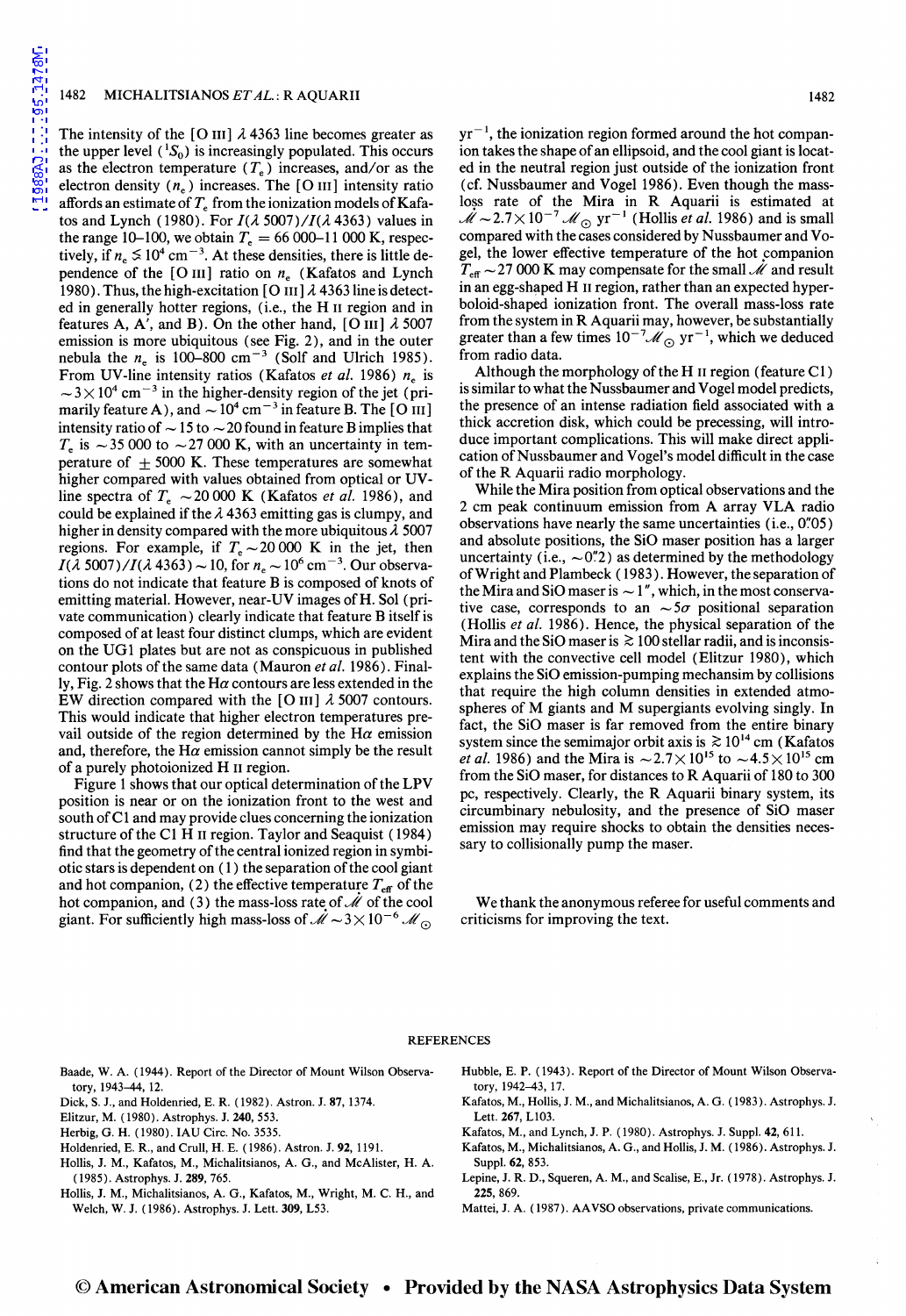The intensity of the [O III] λ 4363 line becomes greater as the upper level ($^1S_0$) is increasingly populated. This occurs as the electron temperature ($T_e$) increases, and/or as the electron density ($n_e$) increases. The [O III] intensity ratio affords an estimate of $T_e$ from the ionization models of Kafatos and Lynch (1980). For $I(\lambda\,5007)/I(\lambda\,4363)$ values in the range 10–100, we obtain $T_e = 66\,000$–$11\,000$ K, respectively, if $n_e \lesssim 10^4\ \mathrm{cm}^{-3}$. At these densities, there is little dependence of the [O III] ratio on $n_e$ (Kafatos and Lynch 1980). Thus, the high-excitation [O III] λ 4363 line is detected in generally hotter regions, (i.e., the H II region and in features A, A′, and B). On the other hand, [O III] λ 5007 emission is more ubiquitous (see Fig. 2), and in the outer nebula the $n_e$ is 100–800 $\mathrm{cm}^{-3}$ (Solf and Ulrich 1985). From UV-line intensity ratios (Kafatos *et al.* 1986) $n_e$ is $\sim 3 \times 10^4\ \mathrm{cm}^{-3}$ in the higher-density region of the jet (primarily feature A), and $\sim 10^4\ \mathrm{cm}^{-3}$ in feature B. The [O III] intensity ratio of ~15 to ~20 found in feature B implies that $T_e$ is ~35 000 to ~27 000 K, with an uncertainty in temperature of ±5000 K. These temperatures are somewhat higher compared with values obtained from optical or UV-line spectra of $T_e$ ~20 000 K (Kafatos *et al.* 1986), and could be explained if the λ 4363 emitting gas is clumpy, and higher in density compared with the more ubiquitous λ 5007 regions. For example, if $T_e \sim 20\,000$ K in the jet, then $I(\lambda\,5007)/I(\lambda\,4363) \sim 10$, for $n_e \sim 10^6\ \mathrm{cm}^{-3}$. Our observations do not indicate that feature B is composed of knots of emitting material. However, near-UV images of H. Sol (private communication) clearly indicate that feature B itself is composed of at least four distinct clumps, which are evident on the UG1 plates but are not as conspicuous in published contour plots of the same data (Mauron *et al.* 1986). Finally, Fig. 2 shows that the Hα contours are less extended in the EW direction compared with the [O III] λ 5007 contours. This would indicate that higher electron temperatures prevail outside of the region determined by the Hα emission and, therefore, the Hα emission cannot simply be the result of a purely photoionized H II region.

Figure 1 shows that our optical determination of the LPV position is near or on the ionization front to the west and south of C1 and may provide clues concerning the ionization structure of the C1 H II region. Taylor and Seaquist (1984) find that the geometry of the central ionized region in symbiotic stars is dependent on (1) the separation of the cool giant and hot companion, (2) the effective temperature $T_{\mathrm{eff}}$ of the hot companion, and (3) the mass-loss rate of $\dot{\mathscr{M}}$ of the cool giant. For sufficiently high mass-loss of $\dot{\mathscr{M}} \sim 3 \times 10^{-6}\ \mathscr{M}_\odot\ \mathrm{yr}^{-1}$, the ionization region formed around the hot companion takes the shape of an ellipsoid, and the cool giant is located in the neutral region just outside of the ionization front (cf. Nussbaumer and Vogel 1986). Even though the mass-loss rate of the Mira in R Aquarii is estimated at $\dot{\mathscr{M}} \sim 2.7 \times 10^{-7}\ \mathscr{M}_\odot\ \mathrm{yr}^{-1}$ (Hollis *et al.* 1986) and is small compared with the cases considered by Nussbaumer and Vogel, the lower effective temperature of the hot companion $T_{\mathrm{eff}} \sim 27\,000$ K may compensate for the small $\dot{\mathscr{M}}$ and result in an egg-shaped H II region, rather than an expected hyperboloid-shaped ionization front. The overall mass-loss rate from the system in R Aquarii may, however, be substantially greater than a few times $10^{-7}\ \mathscr{M}_\odot\ \mathrm{yr}^{-1}$, which we deduced from radio data.

Although the morphology of the H II region (feature C1) is similar to what the Nussbaumer and Vogel model predicts, the presence of an intense radiation field associated with a thick accretion disk, which could be precessing, will introduce important complications. This will make direct application of Nussbaumer and Vogel's model difficult in the case of the R Aquarii radio morphology.

While the Mira position from optical observations and the 2 cm peak continuum emission from A array VLA radio observations have nearly the same uncertainties (i.e., 0″.05) and absolute positions, the SiO maser position has a larger uncertainty (i.e., ~0″.2) as determined by the methodology of Wright and Plambeck (1983). However, the separation of the Mira and SiO maser is ~1″, which, in the most conservative case, corresponds to an ~5σ positional separation (Hollis *et al.* 1986). Hence, the physical separation of the Mira and the SiO maser is ≳100 stellar radii, and is inconsistent with the convective cell model (Elitzur 1980), which explains the SiO emission-pumping mechansim by collisions that require the high column densities in extended atmospheres of M giants and M supergiants evolving singly. In fact, the SiO maser is far removed from the entire binary system since the semimajor orbit axis is $\gtrsim 10^{14}$ cm (Kafatos *et al.* 1986) and the Mira is $\sim 2.7 \times 10^{15}$ to $\sim 4.5 \times 10^{15}$ cm from the SiO maser, for distances to R Aquarii of 180 to 300 pc, respectively. Clearly, the R Aquarii binary system, its circumbinary nebulosity, and the presence of SiO maser emission may require shocks to obtain the densities necessary to collisionally pump the maser.

We thank the anonymous referee for useful comments and criticisms for improving the text.

## REFERENCES

Baade, W. A. (1944). Report of the Director of Mount Wilson Observatory, 1943–44, 12.

Dick, S. J., and Holdenried, E. R. (1982). Astron. J. **87**, 1374.

Elitzur, M. (1980). Astrophys. J. **240**, 553.

Herbig, G. H. (1980). IAU Circ. No. 3535.

Holdenried, E. R., and Crull, H. E. (1986). Astron. J. **92**, 1191.

Hollis, J. M., Kafatos, M., Michalitsianos, A. G., and McAlister, H. A. (1985). Astrophys. J. **289**, 765.

Hollis, J. M., Michalitsianos, A. G., Kafatos, M., Wright, M. C. H., and Welch, W. J. (1986). Astrophys. J. Lett. **309**, L53.

Hubble, E. P. (1943). Report of the Director of Mount Wilson Observatory, 1942–43, 17.

Kafatos, M., Hollis, J. M., and Michalitsianos, A. G. (1983). Astrophys. J. Lett. **267**, L103.

Kafatos, M., and Lynch, J. P. (1980). Astrophys. J. Suppl. **42**, 611.

Kafatos, M., Michalitsianos, A. G., and Hollis, J. M. (1986). Astrophys. J. Suppl. **62**, 853.

Lepine, J. R. D., Squeren, A. M., and Scalise, E., Jr. (1978). Astrophys. J. **225**, 869.

Mattei, J. A. (1987). AAVSO observations, private communications.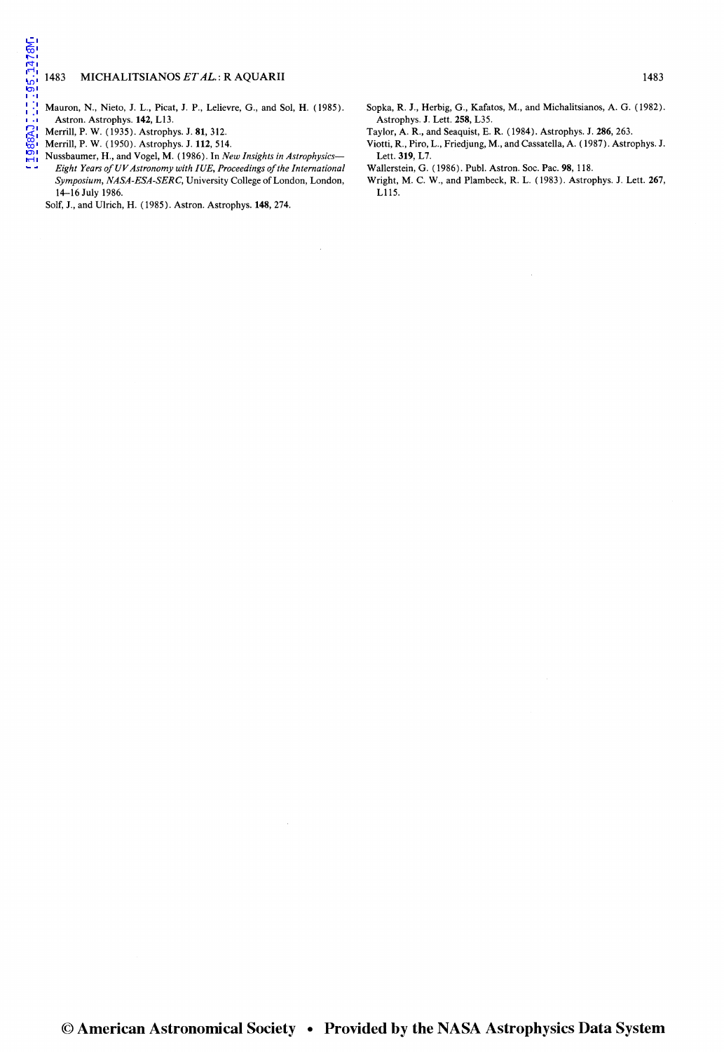Mauron, N., Nieto, J. L., Picat, J. P., Lelievre, G., and Sol, H. (1985). Astron. Astrophys. **142**, L13.

Merrill, P. W. (1935). Astrophys. J. **81**, 312.

Merrill, P. W. (1950). Astrophys. J. **112**, 514.

Nussbaumer, H., and Vogel, M. (1986). In *New Insights in Astrophysics—Eight Years of UV Astronomy with IUE, Proceedings of the International Symposium, NASA-ESA-SERC*, University College of London, London, 14–16 July 1986.

Solf, J., and Ulrich, H. (1985). Astron. Astrophys. **148**, 274.

Sopka, R. J., Herbig, G., Kafatos, M., and Michalitsianos, A. G. (1982). Astrophys. J. Lett. **258**, L35.

Taylor, A. R., and Seaquist, E. R. (1984). Astrophys. J. **286**, 263.

Viotti, R., Piro, L., Friedjung, M., and Cassatella, A. (1987). Astrophys. J. Lett. **319**, L7.

Wallerstein, G. (1986). Publ. Astron. Soc. Pac. **98**, 118.

Wright, M. C. W., and Plambeck, R. L. (1983). Astrophys. J. Lett. **267**, L115.